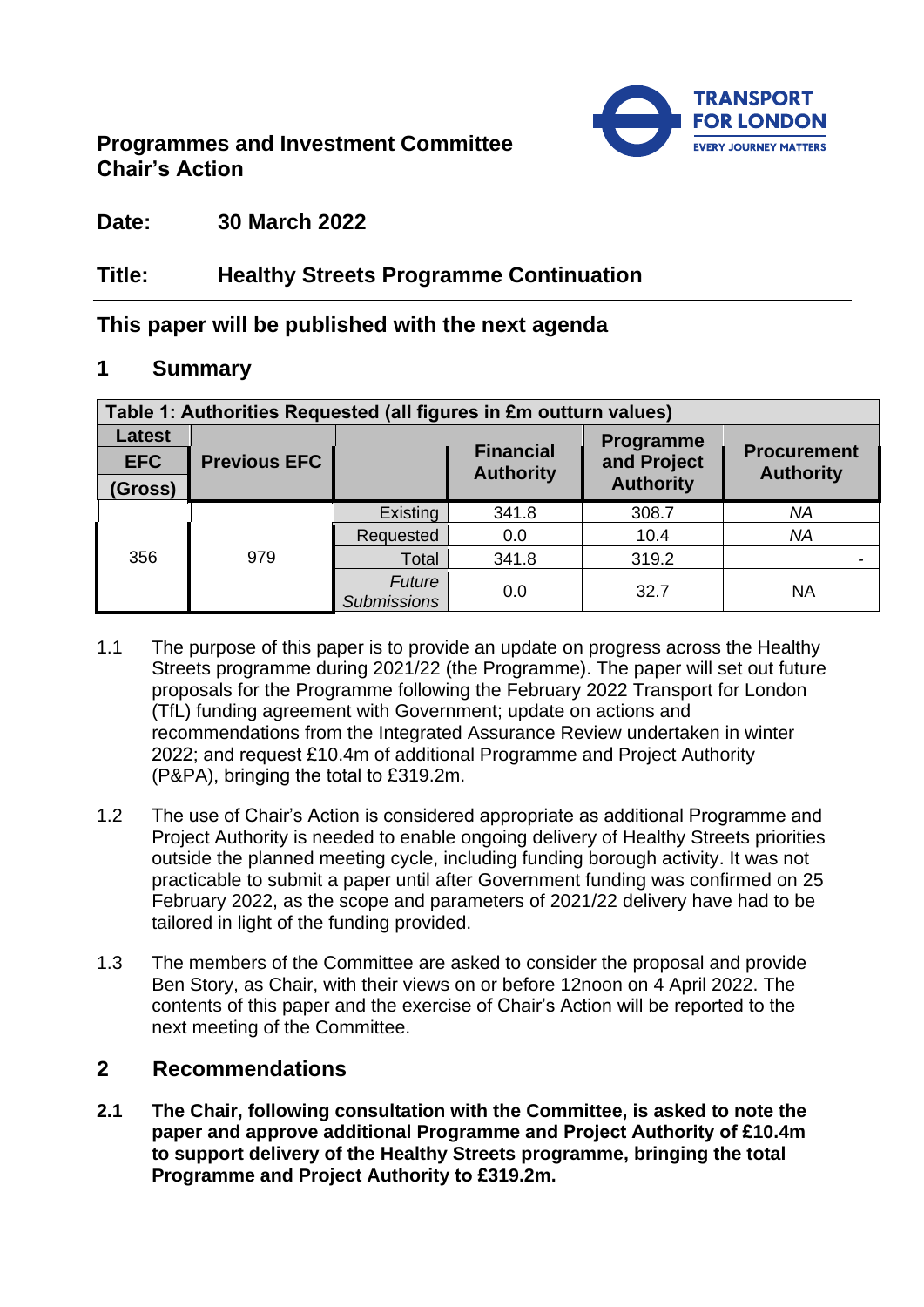**Programmes and Investment Committee**
**Chair's Action**

**Date:** 30 March 2022

**Title:** Healthy Streets Programme Continuation

## This paper will be published with the next agenda

## 1 Summary

| Table 1: Authorities Requested (all figures in £m outturn values) | | | | | |
|---|---|---|---|---|---|
| **Latest EFC (Gross)** | **Previous EFC** | | **Financial Authority** | **Programme and Project Authority** | **Procurement Authority** |
| 356 | 979 | Existing | 341.8 | 308.7 | *NA* |
| | | Requested | 0.0 | 10.4 | *NA* |
| | | Total | 341.8 | 319.2 | - |
| | | *Future Submissions* | 0.0 | 32.7 | NA |

1.1 The purpose of this paper is to provide an update on progress across the Healthy Streets programme during 2021/22 (the Programme). The paper will set out future proposals for the Programme following the February 2022 Transport for London (TfL) funding agreement with Government; update on actions and recommendations from the Integrated Assurance Review undertaken in winter 2022; and request £10.4m of additional Programme and Project Authority (P&PA), bringing the total to £319.2m.

1.2 The use of Chair's Action is considered appropriate as additional Programme and Project Authority is needed to enable ongoing delivery of Healthy Streets priorities outside the planned meeting cycle, including funding borough activity. It was not practicable to submit a paper until after Government funding was confirmed on 25 February 2022, as the scope and parameters of 2021/22 delivery have had to be tailored in light of the funding provided.

1.3 The members of the Committee are asked to consider the proposal and provide Ben Story, as Chair, with their views on or before 12noon on 4 April 2022. The contents of this paper and the exercise of Chair's Action will be reported to the next meeting of the Committee.

## 2 Recommendations

**2.1 The Chair, following consultation with the Committee, is asked to note the paper and approve additional Programme and Project Authority of £10.4m to support delivery of the Healthy Streets programme, bringing the total Programme and Project Authority to £319.2m.**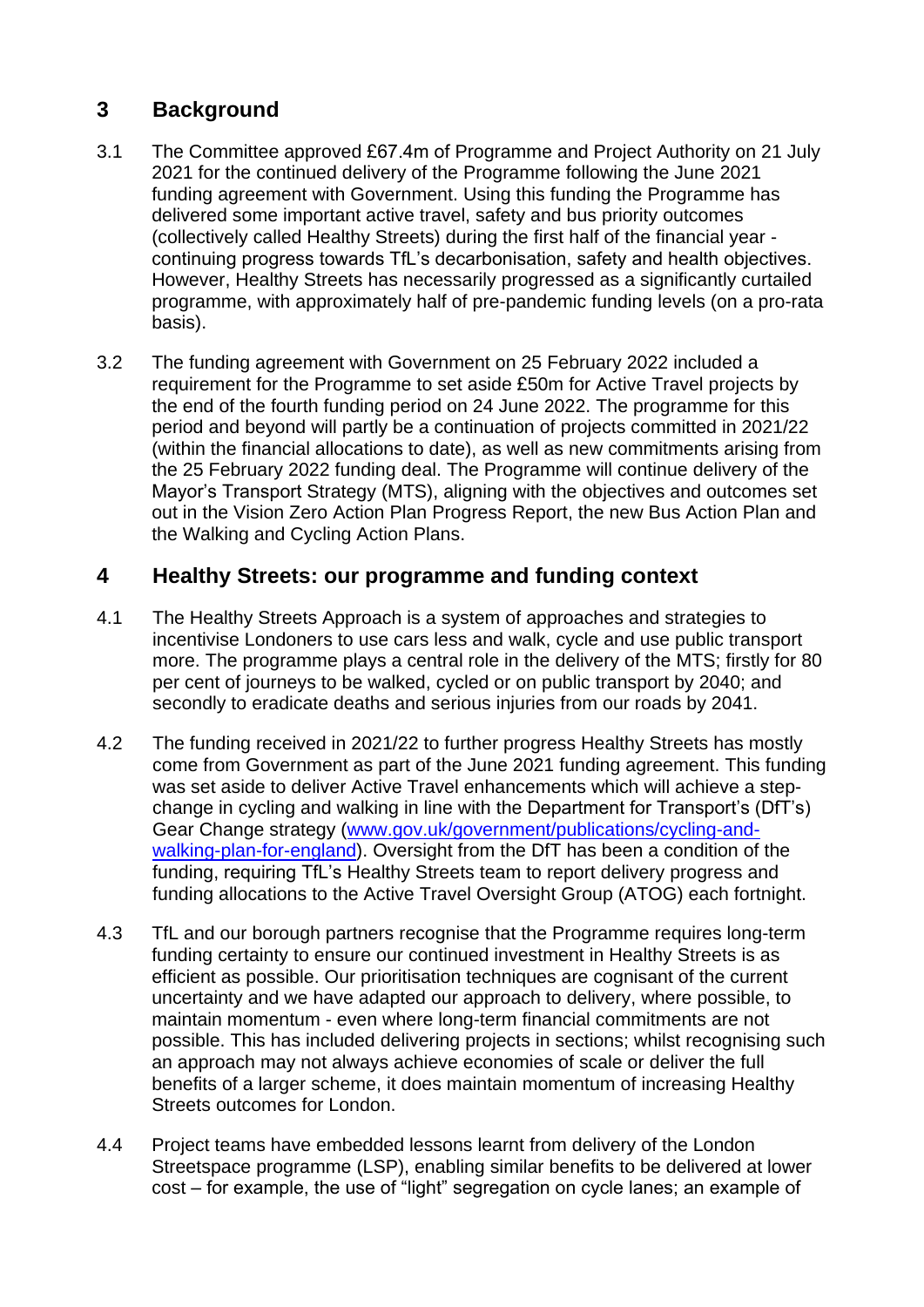## 3 Background

3.1 The Committee approved £67.4m of Programme and Project Authority on 21 July 2021 for the continued delivery of the Programme following the June 2021 funding agreement with Government. Using this funding the Programme has delivered some important active travel, safety and bus priority outcomes (collectively called Healthy Streets) during the first half of the financial year - continuing progress towards TfL's decarbonisation, safety and health objectives. However, Healthy Streets has necessarily progressed as a significantly curtailed programme, with approximately half of pre-pandemic funding levels (on a pro-rata basis).

3.2 The funding agreement with Government on 25 February 2022 included a requirement for the Programme to set aside £50m for Active Travel projects by the end of the fourth funding period on 24 June 2022. The programme for this period and beyond will partly be a continuation of projects committed in 2021/22 (within the financial allocations to date), as well as new commitments arising from the 25 February 2022 funding deal. The Programme will continue delivery of the Mayor's Transport Strategy (MTS), aligning with the objectives and outcomes set out in the Vision Zero Action Plan Progress Report, the new Bus Action Plan and the Walking and Cycling Action Plans.

## 4 Healthy Streets: our programme and funding context

4.1 The Healthy Streets Approach is a system of approaches and strategies to incentivise Londoners to use cars less and walk, cycle and use public transport more. The programme plays a central role in the delivery of the MTS; firstly for 80 per cent of journeys to be walked, cycled or on public transport by 2040; and secondly to eradicate deaths and serious injuries from our roads by 2041.

4.2 The funding received in 2021/22 to further progress Healthy Streets has mostly come from Government as part of the June 2021 funding agreement. This funding was set aside to deliver Active Travel enhancements which will achieve a step-change in cycling and walking in line with the Department for Transport's (DfT's) Gear Change strategy ([www.gov.uk/government/publications/cycling-and-walking-plan-for-england](www.gov.uk/government/publications/cycling-and-walking-plan-for-england)). Oversight from the DfT has been a condition of the funding, requiring TfL's Healthy Streets team to report delivery progress and funding allocations to the Active Travel Oversight Group (ATOG) each fortnight.

4.3 TfL and our borough partners recognise that the Programme requires long-term funding certainty to ensure our continued investment in Healthy Streets is as efficient as possible. Our prioritisation techniques are cognisant of the current uncertainty and we have adapted our approach to delivery, where possible, to maintain momentum - even where long-term financial commitments are not possible. This has included delivering projects in sections; whilst recognising such an approach may not always achieve economies of scale or deliver the full benefits of a larger scheme, it does maintain momentum of increasing Healthy Streets outcomes for London.

4.4 Project teams have embedded lessons learnt from delivery of the London Streetspace programme (LSP), enabling similar benefits to be delivered at lower cost – for example, the use of "light" segregation on cycle lanes; an example of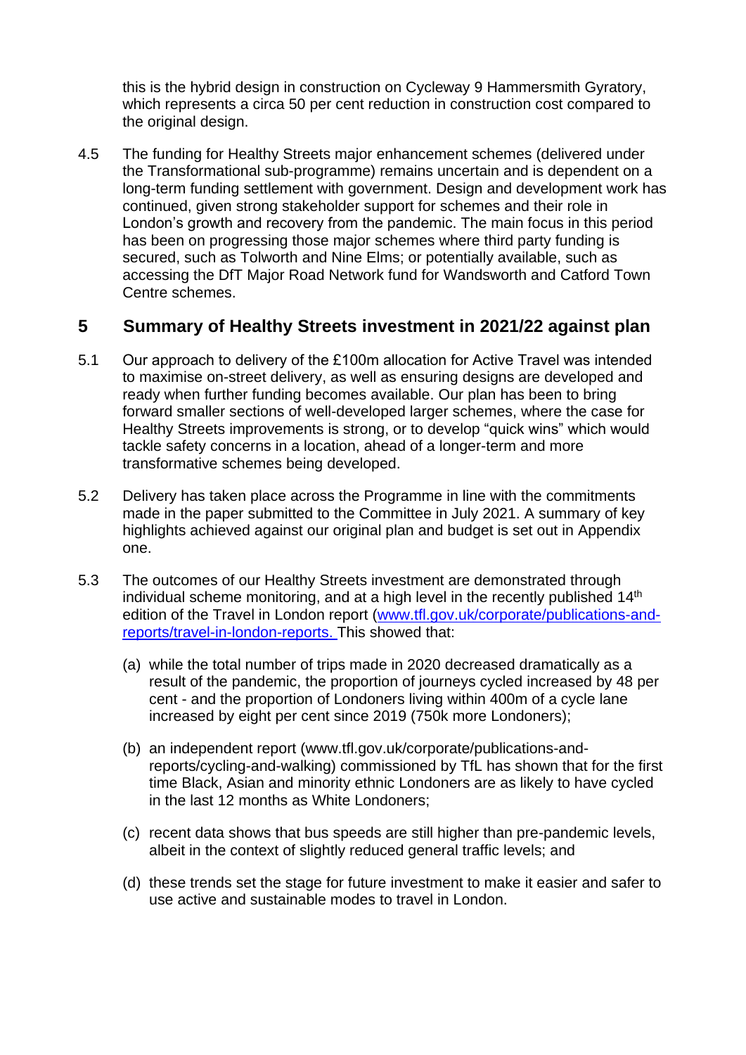this is the hybrid design in construction on Cycleway 9 Hammersmith Gyratory, which represents a circa 50 per cent reduction in construction cost compared to the original design.

4.5 The funding for Healthy Streets major enhancement schemes (delivered under the Transformational sub-programme) remains uncertain and is dependent on a long-term funding settlement with government. Design and development work has continued, given strong stakeholder support for schemes and their role in London's growth and recovery from the pandemic. The main focus in this period has been on progressing those major schemes where third party funding is secured, such as Tolworth and Nine Elms; or potentially available, such as accessing the DfT Major Road Network fund for Wandsworth and Catford Town Centre schemes.

## 5 Summary of Healthy Streets investment in 2021/22 against plan

5.1 Our approach to delivery of the £100m allocation for Active Travel was intended to maximise on-street delivery, as well as ensuring designs are developed and ready when further funding becomes available. Our plan has been to bring forward smaller sections of well-developed larger schemes, where the case for Healthy Streets improvements is strong, or to develop "quick wins" which would tackle safety concerns in a location, ahead of a longer-term and more transformative schemes being developed.

5.2 Delivery has taken place across the Programme in line with the commitments made in the paper submitted to the Committee in July 2021. A summary of key highlights achieved against our original plan and budget is set out in Appendix one.

5.3 The outcomes of our Healthy Streets investment are demonstrated through individual scheme monitoring, and at a high level in the recently published 14th edition of the Travel in London report ([www.tfl.gov.uk/corporate/publications-and-reports/travel-in-london-reports.](www.tfl.gov.uk/corporate/publications-and-reports/travel-in-london-reports) This showed that:

(a) while the total number of trips made in 2020 decreased dramatically as a result of the pandemic, the proportion of journeys cycled increased by 48 per cent - and the proportion of Londoners living within 400m of a cycle lane increased by eight per cent since 2019 (750k more Londoners);

(b) an independent report (www.tfl.gov.uk/corporate/publications-and-reports/cycling-and-walking) commissioned by TfL has shown that for the first time Black, Asian and minority ethnic Londoners are as likely to have cycled in the last 12 months as White Londoners;

(c) recent data shows that bus speeds are still higher than pre-pandemic levels, albeit in the context of slightly reduced general traffic levels; and

(d) these trends set the stage for future investment to make it easier and safer to use active and sustainable modes to travel in London.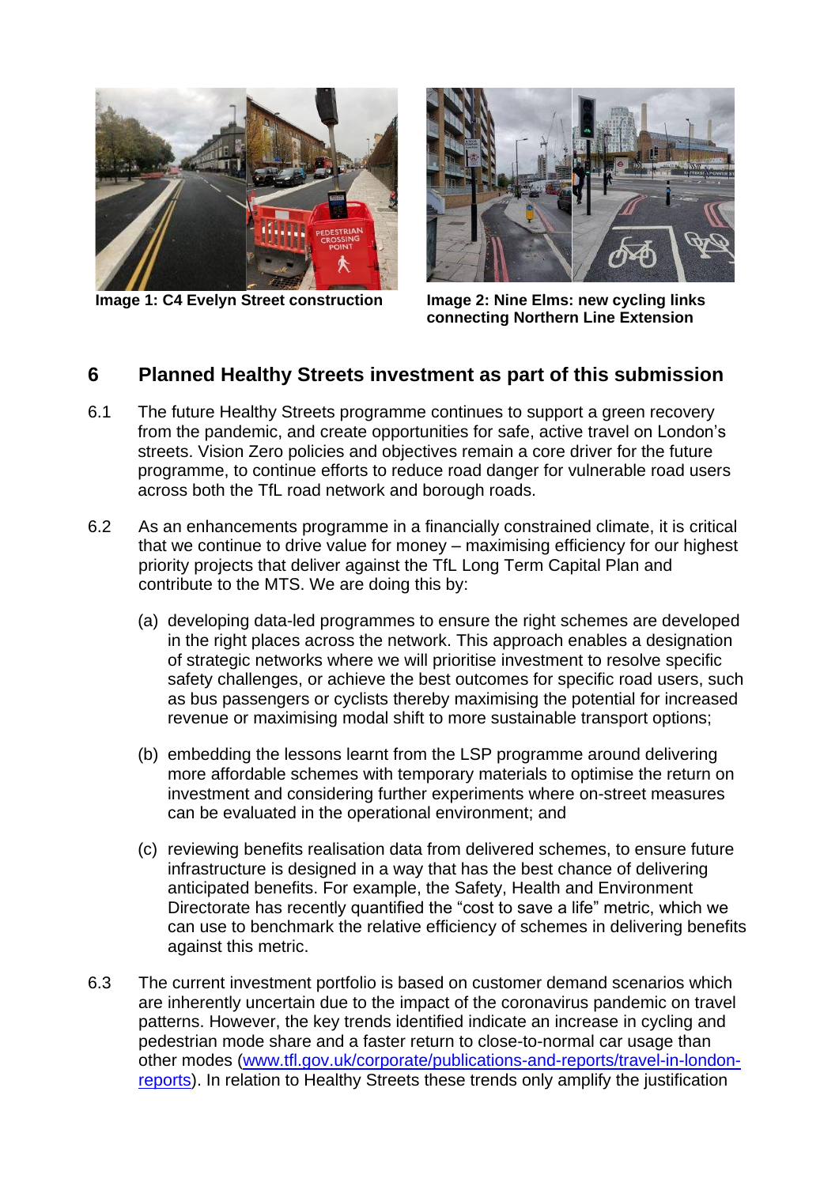Image 1: C4 Evelyn Street construction

Image 2: Nine Elms: new cycling links connecting Northern Line Extension

## 6 Planned Healthy Streets investment as part of this submission

6.1 The future Healthy Streets programme continues to support a green recovery from the pandemic, and create opportunities for safe, active travel on London's streets. Vision Zero policies and objectives remain a core driver for the future programme, to continue efforts to reduce road danger for vulnerable road users across both the TfL road network and borough roads.

6.2 As an enhancements programme in a financially constrained climate, it is critical that we continue to drive value for money – maximising efficiency for our highest priority projects that deliver against the TfL Long Term Capital Plan and contribute to the MTS. We are doing this by:

(a) developing data-led programmes to ensure the right schemes are developed in the right places across the network. This approach enables a designation of strategic networks where we will prioritise investment to resolve specific safety challenges, or achieve the best outcomes for specific road users, such as bus passengers or cyclists thereby maximising the potential for increased revenue or maximising modal shift to more sustainable transport options;

(b) embedding the lessons learnt from the LSP programme around delivering more affordable schemes with temporary materials to optimise the return on investment and considering further experiments where on-street measures can be evaluated in the operational environment; and

(c) reviewing benefits realisation data from delivered schemes, to ensure future infrastructure is designed in a way that has the best chance of delivering anticipated benefits. For example, the Safety, Health and Environment Directorate has recently quantified the "cost to save a life" metric, which we can use to benchmark the relative efficiency of schemes in delivering benefits against this metric.

6.3 The current investment portfolio is based on customer demand scenarios which are inherently uncertain due to the impact of the coronavirus pandemic on travel patterns. However, the key trends identified indicate an increase in cycling and pedestrian mode share and a faster return to close-to-normal car usage than other modes ([www.tfl.gov.uk/corporate/publications-and-reports/travel-in-london-reports](www.tfl.gov.uk/corporate/publications-and-reports/travel-in-london-reports)). In relation to Healthy Streets these trends only amplify the justification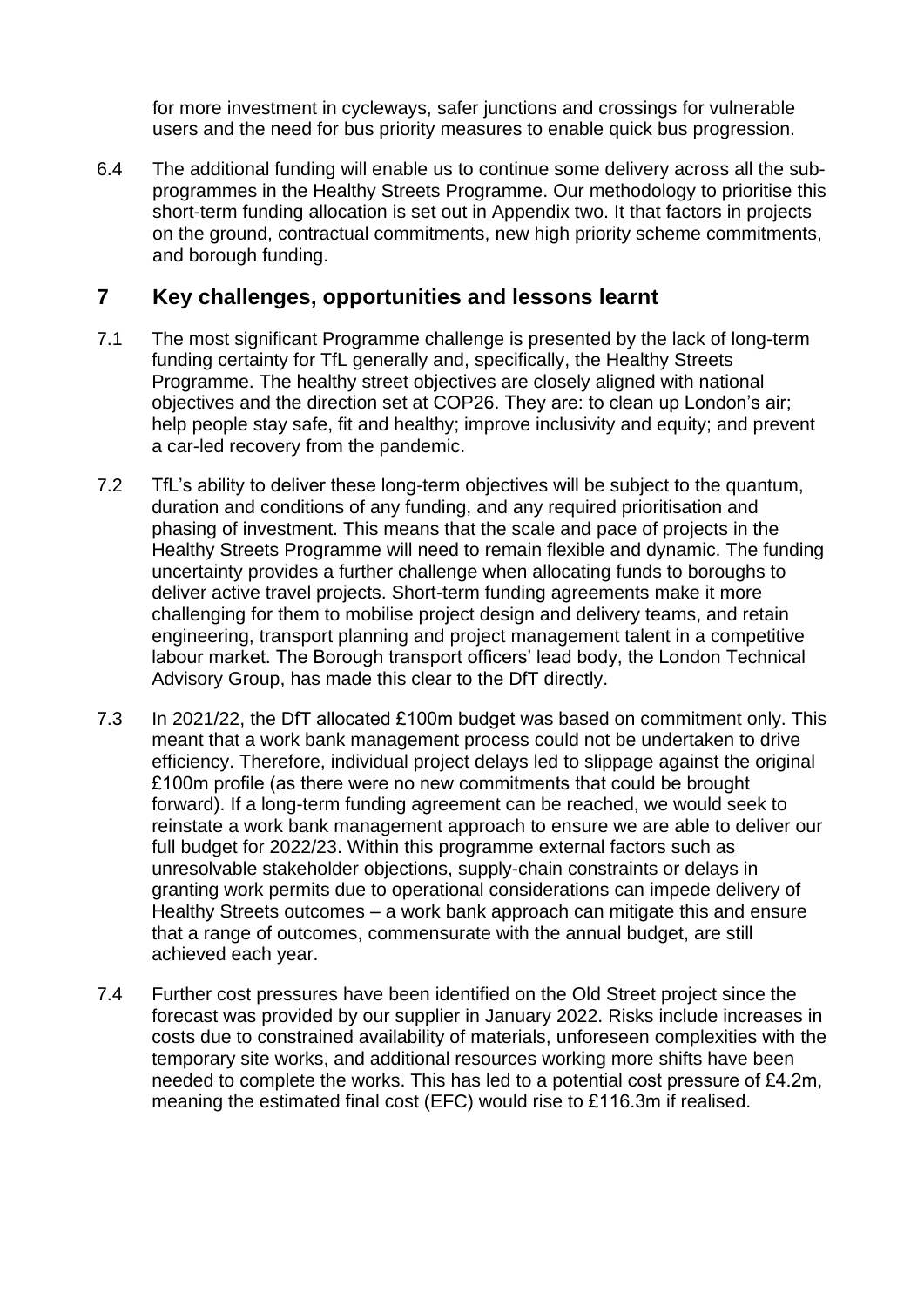for more investment in cycleways, safer junctions and crossings for vulnerable users and the need for bus priority measures to enable quick bus progression.

6.4 The additional funding will enable us to continue some delivery across all the sub-programmes in the Healthy Streets Programme. Our methodology to prioritise this short-term funding allocation is set out in Appendix two. It that factors in projects on the ground, contractual commitments, new high priority scheme commitments, and borough funding.

## 7 Key challenges, opportunities and lessons learnt

7.1 The most significant Programme challenge is presented by the lack of long-term funding certainty for TfL generally and, specifically, the Healthy Streets Programme. The healthy street objectives are closely aligned with national objectives and the direction set at COP26. They are: to clean up London's air; help people stay safe, fit and healthy; improve inclusivity and equity; and prevent a car-led recovery from the pandemic.

7.2 TfL's ability to deliver these long-term objectives will be subject to the quantum, duration and conditions of any funding, and any required prioritisation and phasing of investment. This means that the scale and pace of projects in the Healthy Streets Programme will need to remain flexible and dynamic. The funding uncertainty provides a further challenge when allocating funds to boroughs to deliver active travel projects. Short-term funding agreements make it more challenging for them to mobilise project design and delivery teams, and retain engineering, transport planning and project management talent in a competitive labour market. The Borough transport officers' lead body, the London Technical Advisory Group, has made this clear to the DfT directly.

7.3 In 2021/22, the DfT allocated £100m budget was based on commitment only. This meant that a work bank management process could not be undertaken to drive efficiency. Therefore, individual project delays led to slippage against the original £100m profile (as there were no new commitments that could be brought forward). If a long-term funding agreement can be reached, we would seek to reinstate a work bank management approach to ensure we are able to deliver our full budget for 2022/23. Within this programme external factors such as unresolvable stakeholder objections, supply-chain constraints or delays in granting work permits due to operational considerations can impede delivery of Healthy Streets outcomes – a work bank approach can mitigate this and ensure that a range of outcomes, commensurate with the annual budget, are still achieved each year.

7.4 Further cost pressures have been identified on the Old Street project since the forecast was provided by our supplier in January 2022. Risks include increases in costs due to constrained availability of materials, unforeseen complexities with the temporary site works, and additional resources working more shifts have been needed to complete the works. This has led to a potential cost pressure of £4.2m, meaning the estimated final cost (EFC) would rise to £116.3m if realised.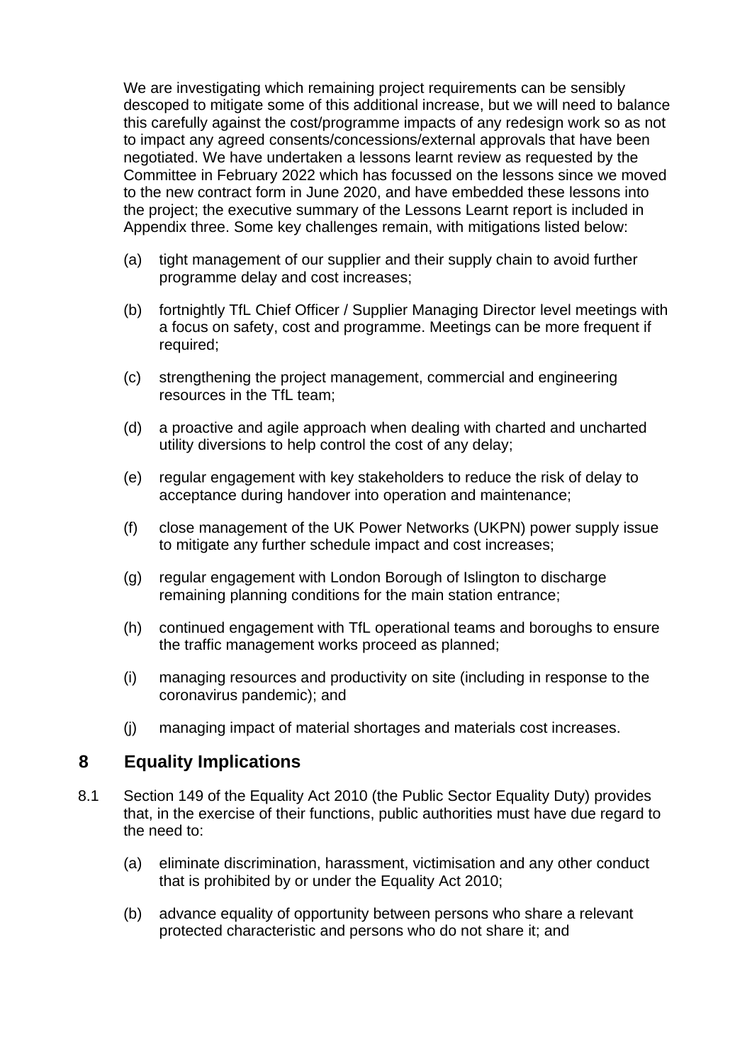We are investigating which remaining project requirements can be sensibly descoped to mitigate some of this additional increase, but we will need to balance this carefully against the cost/programme impacts of any redesign work so as not to impact any agreed consents/concessions/external approvals that have been negotiated. We have undertaken a lessons learnt review as requested by the Committee in February 2022 which has focussed on the lessons since we moved to the new contract form in June 2020, and have embedded these lessons into the project; the executive summary of the Lessons Learnt report is included in Appendix three. Some key challenges remain, with mitigations listed below:

(a) tight management of our supplier and their supply chain to avoid further programme delay and cost increases;

(b) fortnightly TfL Chief Officer / Supplier Managing Director level meetings with a focus on safety, cost and programme. Meetings can be more frequent if required;

(c) strengthening the project management, commercial and engineering resources in the TfL team;

(d) a proactive and agile approach when dealing with charted and uncharted utility diversions to help control the cost of any delay;

(e) regular engagement with key stakeholders to reduce the risk of delay to acceptance during handover into operation and maintenance;

(f) close management of the UK Power Networks (UKPN) power supply issue to mitigate any further schedule impact and cost increases;

(g) regular engagement with London Borough of Islington to discharge remaining planning conditions for the main station entrance;

(h) continued engagement with TfL operational teams and boroughs to ensure the traffic management works proceed as planned;

(i) managing resources and productivity on site (including in response to the coronavirus pandemic); and

(j) managing impact of material shortages and materials cost increases.

## 8 Equality Implications

8.1 Section 149 of the Equality Act 2010 (the Public Sector Equality Duty) provides that, in the exercise of their functions, public authorities must have due regard to the need to:

(a) eliminate discrimination, harassment, victimisation and any other conduct that is prohibited by or under the Equality Act 2010;

(b) advance equality of opportunity between persons who share a relevant protected characteristic and persons who do not share it; and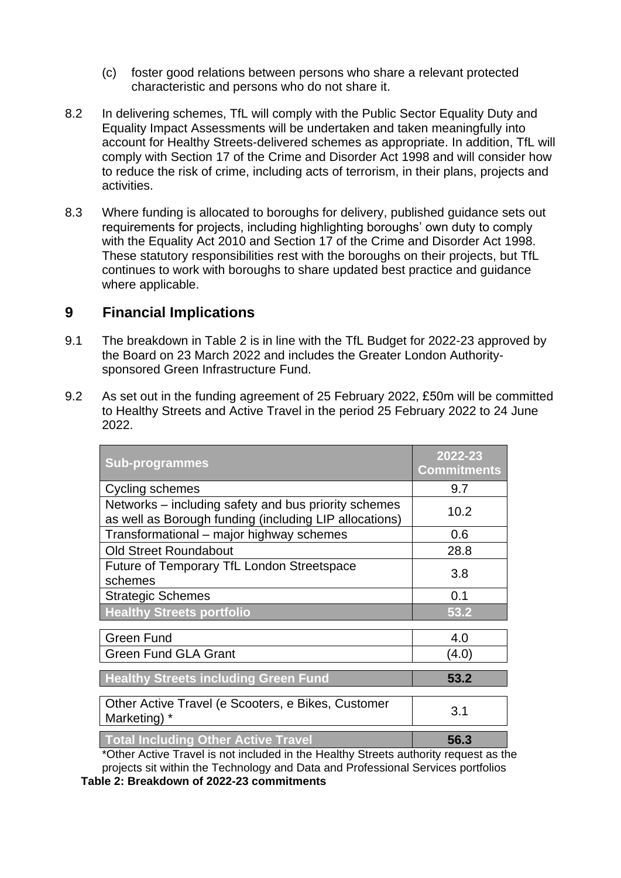(c) foster good relations between persons who share a relevant protected characteristic and persons who do not share it.

8.2 In delivering schemes, TfL will comply with the Public Sector Equality Duty and Equality Impact Assessments will be undertaken and taken meaningfully into account for Healthy Streets-delivered schemes as appropriate. In addition, TfL will comply with Section 17 of the Crime and Disorder Act 1998 and will consider how to reduce the risk of crime, including acts of terrorism, in their plans, projects and activities.

8.3 Where funding is allocated to boroughs for delivery, published guidance sets out requirements for projects, including highlighting boroughs' own duty to comply with the Equality Act 2010 and Section 17 of the Crime and Disorder Act 1998. These statutory responsibilities rest with the boroughs on their projects, but TfL continues to work with boroughs to share updated best practice and guidance where applicable.

## 9 Financial Implications

9.1 The breakdown in Table 2 is in line with the TfL Budget for 2022-23 approved by the Board on 23 March 2022 and includes the Greater London Authority-sponsored Green Infrastructure Fund.

9.2 As set out in the funding agreement of 25 February 2022, £50m will be committed to Healthy Streets and Active Travel in the period 25 February 2022 to 24 June 2022.

| Sub-programmes | 2022-23 Commitments |
|---|---|
| Cycling schemes | 9.7 |
| Networks – including safety and bus priority schemes as well as Borough funding (including LIP allocations) | 10.2 |
| Transformational – major highway schemes | 0.6 |
| Old Street Roundabout | 28.8 |
| Future of Temporary TfL London Streetspace schemes | 3.8 |
| Strategic Schemes | 0.1 |
| **Healthy Streets portfolio** | **53.2** |
| Green Fund | 4.0 |
| Green Fund GLA Grant | (4.0) |
| **Healthy Streets including Green Fund** | **53.2** |
| Other Active Travel (e Scooters, e Bikes, Customer Marketing) * | 3.1 |
| **Total Including Other Active Travel** | **56.3** |

*Other Active Travel is not included in the Healthy Streets authority request as the projects sit within the Technology and Data and Professional Services portfolios

**Table 2: Breakdown of 2022-23 commitments**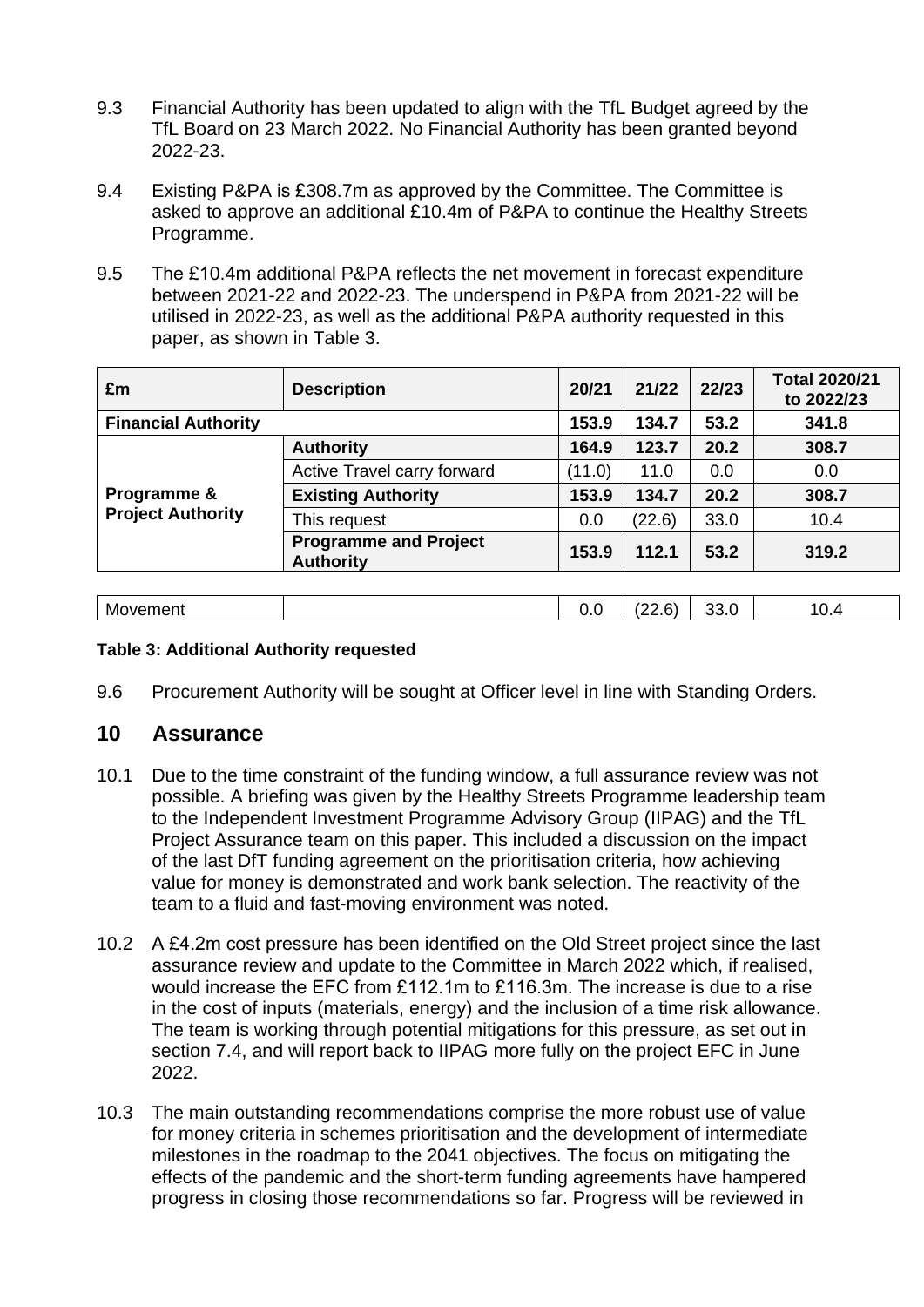9.3 Financial Authority has been updated to align with the TfL Budget agreed by the TfL Board on 23 March 2022. No Financial Authority has been granted beyond 2022-23.

9.4 Existing P&PA is £308.7m as approved by the Committee. The Committee is asked to approve an additional £10.4m of P&PA to continue the Healthy Streets Programme.

9.5 The £10.4m additional P&PA reflects the net movement in forecast expenditure between 2021-22 and 2022-23. The underspend in P&PA from 2021-22 will be utilised in 2022-23, as well as the additional P&PA authority requested in this paper, as shown in Table 3.

| £m | Description | 20/21 | 21/22 | 22/23 | Total 2020/21 to 2022/23 |
|---|---|---|---|---|---|
| **Financial Authority** | | **153.9** | **134.7** | **53.2** | **341.8** |
| **Programme & Project Authority** | **Authority** | **164.9** | **123.7** | **20.2** | **308.7** |
| | Active Travel carry forward | (11.0) | 11.0 | 0.0 | 0.0 |
| | **Existing Authority** | **153.9** | **134.7** | **20.2** | **308.7** |
| | This request | 0.0 | (22.6) | 33.0 | 10.4 |
| | **Programme and Project Authority** | **153.9** | **112.1** | **53.2** | **319.2** |
| Movement | | 0.0 | (22.6) | 33.0 | 10.4 |

**Table 3: Additional Authority requested**

9.6 Procurement Authority will be sought at Officer level in line with Standing Orders.

## 10 Assurance

10.1 Due to the time constraint of the funding window, a full assurance review was not possible. A briefing was given by the Healthy Streets Programme leadership team to the Independent Investment Programme Advisory Group (IIPAG) and the TfL Project Assurance team on this paper. This included a discussion on the impact of the last DfT funding agreement on the prioritisation criteria, how achieving value for money is demonstrated and work bank selection. The reactivity of the team to a fluid and fast-moving environment was noted.

10.2 A £4.2m cost pressure has been identified on the Old Street project since the last assurance review and update to the Committee in March 2022 which, if realised, would increase the EFC from £112.1m to £116.3m. The increase is due to a rise in the cost of inputs (materials, energy) and the inclusion of a time risk allowance. The team is working through potential mitigations for this pressure, as set out in section 7.4, and will report back to IIPAG more fully on the project EFC in June 2022.

10.3 The main outstanding recommendations comprise the more robust use of value for money criteria in schemes prioritisation and the development of intermediate milestones in the roadmap to the 2041 objectives. The focus on mitigating the effects of the pandemic and the short-term funding agreements have hampered progress in closing those recommendations so far. Progress will be reviewed in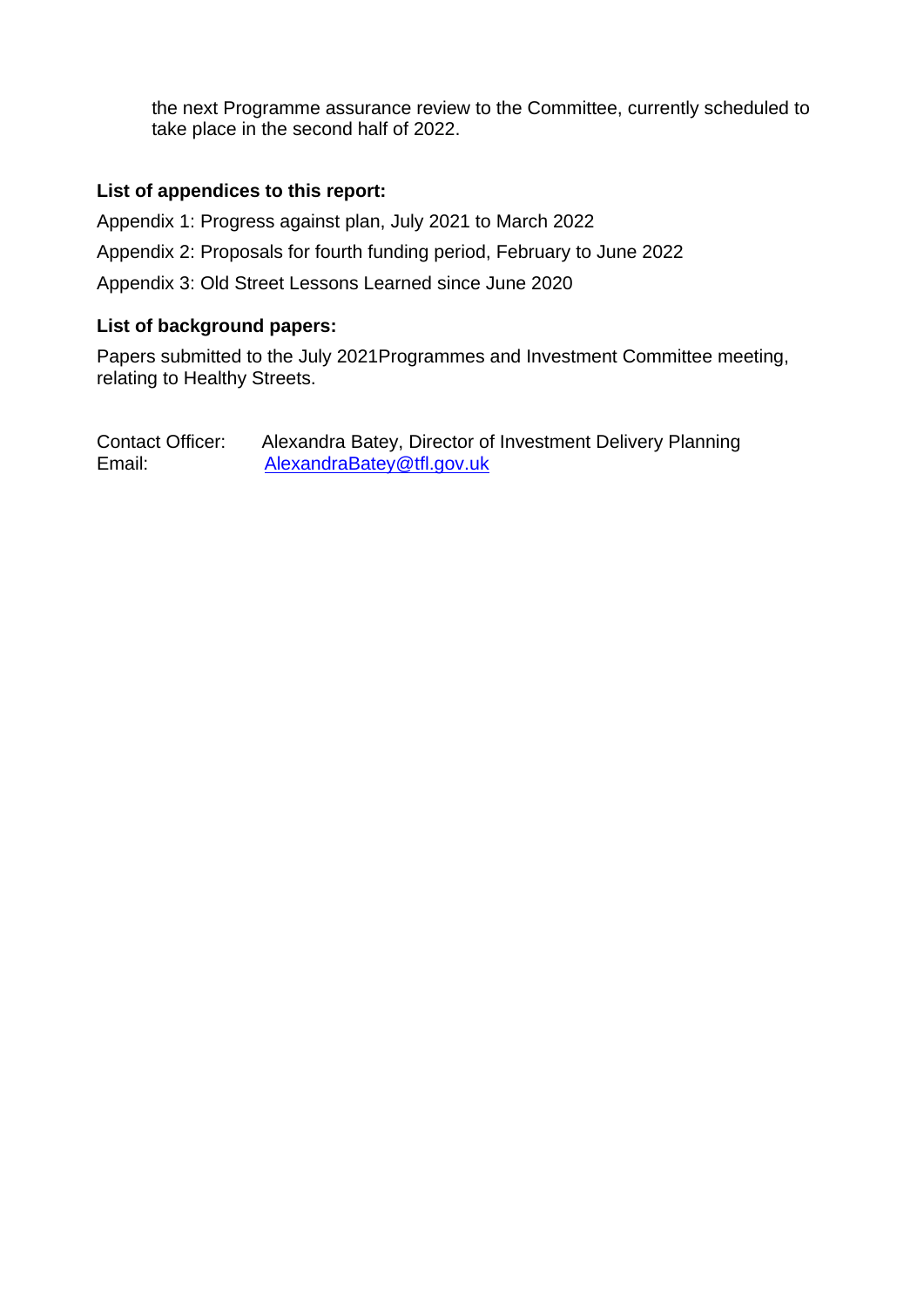the next Programme assurance review to the Committee, currently scheduled to take place in the second half of 2022.

**List of appendices to this report:**

Appendix 1: Progress against plan, July 2021 to March 2022

Appendix 2: Proposals for fourth funding period, February to June 2022

Appendix 3: Old Street Lessons Learned since June 2020

**List of background papers:**

Papers submitted to the July 2021Programmes and Investment Committee meeting, relating to Healthy Streets.

Contact Officer: Alexandra Batey, Director of Investment Delivery Planning
Email: AlexandraBatey@tfl.gov.uk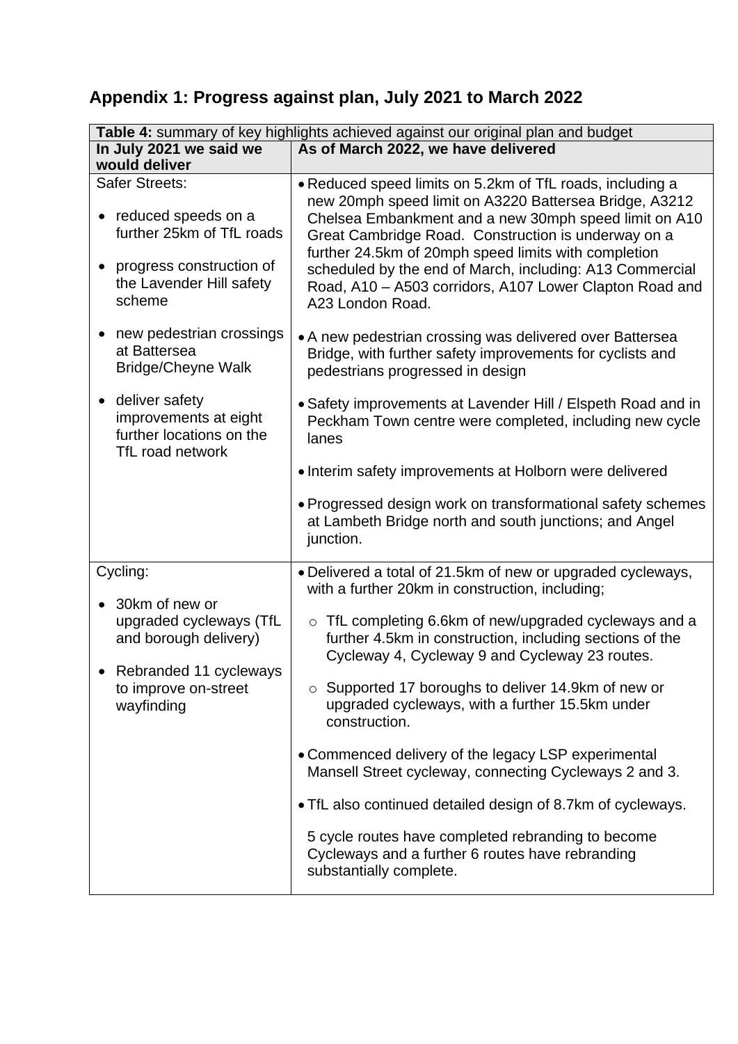## Appendix 1: Progress against plan, July 2021 to March 2022

| **Table 4:** summary of key highlights achieved against our original plan and budget | |
|---|---|
| **In July 2021 we said we would deliver** | **As of March 2022, we have delivered** |
| Safer Streets:<br><br>• reduced speeds on a further 25km of TfL roads<br><br>• progress construction of the Lavender Hill safety scheme<br><br>• new pedestrian crossings at Battersea Bridge/Cheyne Walk<br><br>• deliver safety improvements at eight further locations on the TfL road network | • Reduced speed limits on 5.2km of TfL roads, including a new 20mph speed limit on A3220 Battersea Bridge, A3212 Chelsea Embankment and a new 30mph speed limit on A10 Great Cambridge Road. Construction is underway on a further 24.5km of 20mph speed limits with completion scheduled by the end of March, including: A13 Commercial Road, A10 – A503 corridors, A107 Lower Clapton Road and A23 London Road.<br><br>• A new pedestrian crossing was delivered over Battersea Bridge, with further safety improvements for cyclists and pedestrians progressed in design<br><br>• Safety improvements at Lavender Hill / Elspeth Road and in Peckham Town centre were completed, including new cycle lanes<br><br>• Interim safety improvements at Holborn were delivered<br><br>• Progressed design work on transformational safety schemes at Lambeth Bridge north and south junctions; and Angel junction. |
| Cycling:<br><br>• 30km of new or upgraded cycleways (TfL and borough delivery)<br><br>• Rebranded 11 cycleways to improve on-street wayfinding | • Delivered a total of 21.5km of new or upgraded cycleways, with a further 20km in construction, including;<br><br>  ○ TfL completing 6.6km of new/upgraded cycleways and a further 4.5km in construction, including sections of the Cycleway 4, Cycleway 9 and Cycleway 23 routes.<br><br>  ○ Supported 17 boroughs to deliver 14.9km of new or upgraded cycleways, with a further 15.5km under construction.<br><br>• Commenced delivery of the legacy LSP experimental Mansell Street cycleway, connecting Cycleways 2 and 3.<br><br>• TfL also continued detailed design of 8.7km of cycleways.<br><br>5 cycle routes have completed rebranding to become Cycleways and a further 6 routes have rebranding substantially complete. |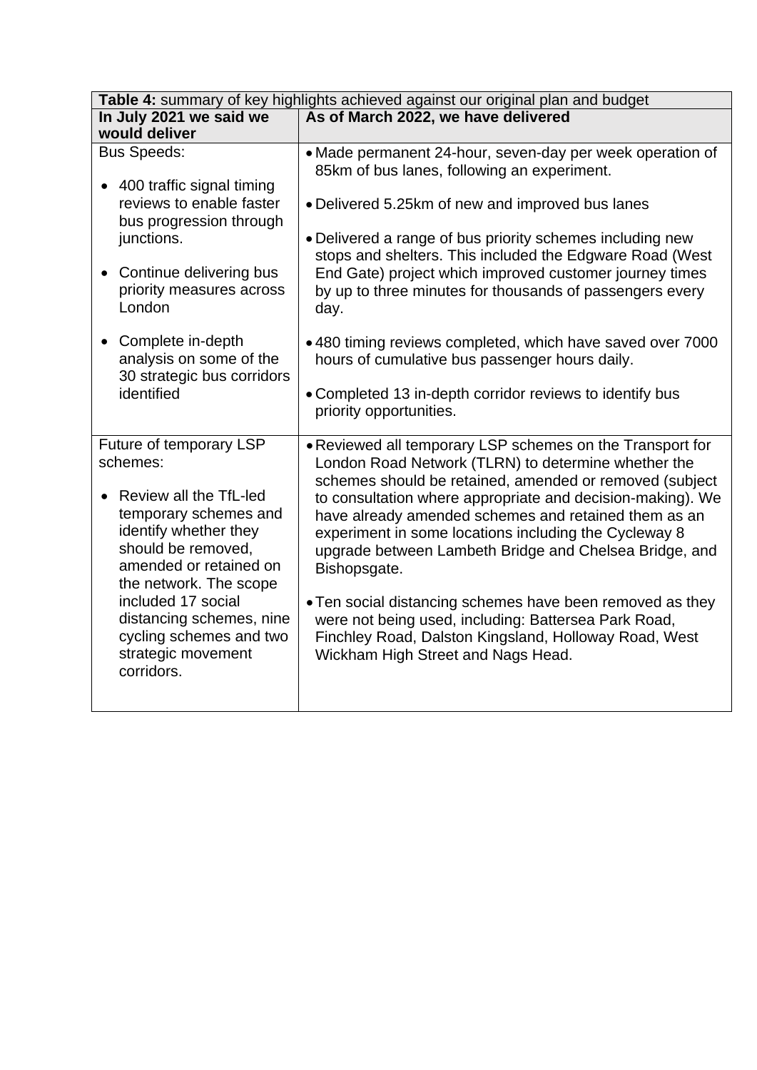**Table 4:** summary of key highlights achieved against our original plan and budget

| In July 2021 we said we would deliver | As of March 2022, we have delivered |
|---|---|
| Bus Speeds:<br>• 400 traffic signal timing reviews to enable faster bus progression through junctions.<br>• Continue delivering bus priority measures across London<br>• Complete in-depth analysis on some of the 30 strategic bus corridors identified | • Made permanent 24-hour, seven-day per week operation of 85km of bus lanes, following an experiment.<br>• Delivered 5.25km of new and improved bus lanes<br>• Delivered a range of bus priority schemes including new stops and shelters. This included the Edgware Road (West End Gate) project which improved customer journey times by up to three minutes for thousands of passengers every day.<br>• 480 timing reviews completed, which have saved over 7000 hours of cumulative bus passenger hours daily.<br>• Completed 13 in-depth corridor reviews to identify bus priority opportunities. |
| Future of temporary LSP schemes:<br>• Review all the TfL-led temporary schemes and identify whether they should be removed, amended or retained on the network. The scope included 17 social distancing schemes, nine cycling schemes and two strategic movement corridors. | • Reviewed all temporary LSP schemes on the Transport for London Road Network (TLRN) to determine whether the schemes should be retained, amended or removed (subject to consultation where appropriate and decision-making). We have already amended schemes and retained them as an experiment in some locations including the Cycleway 8 upgrade between Lambeth Bridge and Chelsea Bridge, and Bishopsgate.<br>• Ten social distancing schemes have been removed as they were not being used, including: Battersea Park Road, Finchley Road, Dalston Kingsland, Holloway Road, West Wickham High Street and Nags Head. |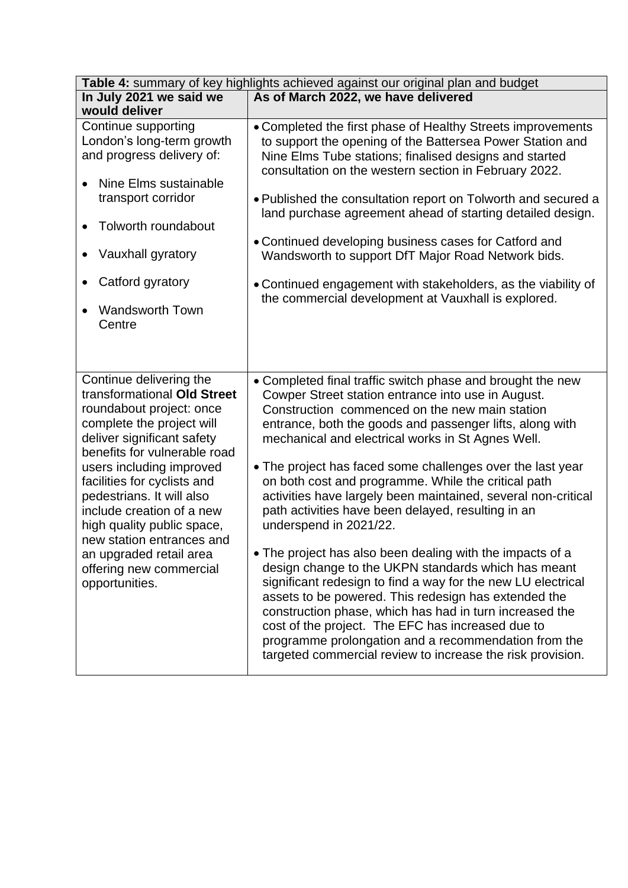**Table 4:** summary of key highlights achieved against our original plan and budget

| In July 2021 we said we would deliver | As of March 2022, we have delivered |
|---|---|
| Continue supporting London's long-term growth and progress delivery of:<br>• Nine Elms sustainable transport corridor<br>• Tolworth roundabout<br>• Vauxhall gyratory<br>• Catford gyratory<br>• Wandsworth Town Centre | • Completed the first phase of Healthy Streets improvements to support the opening of the Battersea Power Station and Nine Elms Tube stations; finalised designs and started consultation on the western section in February 2022.<br>• Published the consultation report on Tolworth and secured a land purchase agreement ahead of starting detailed design.<br>• Continued developing business cases for Catford and Wandsworth to support DfT Major Road Network bids.<br>• Continued engagement with stakeholders, as the viability of the commercial development at Vauxhall is explored. |
| Continue delivering the transformational **Old Street** roundabout project: once complete the project will deliver significant safety benefits for vulnerable road users including improved facilities for cyclists and pedestrians. It will also include creation of a new high quality public space, new station entrances and an upgraded retail area offering new commercial opportunities. | • Completed final traffic switch phase and brought the new Cowper Street station entrance into use in August. Construction commenced on the new main station entrance, both the goods and passenger lifts, along with mechanical and electrical works in St Agnes Well.<br>• The project has faced some challenges over the last year on both cost and programme. While the critical path activities have largely been maintained, several non-critical path activities have been delayed, resulting in an underspend in 2021/22.<br>• The project has also been dealing with the impacts of a design change to the UKPN standards which has meant significant redesign to find a way for the new LU electrical assets to be powered. This redesign has extended the construction phase, which has had in turn increased the cost of the project. The EFC has increased due to programme prolongation and a recommendation from the targeted commercial review to increase the risk provision. |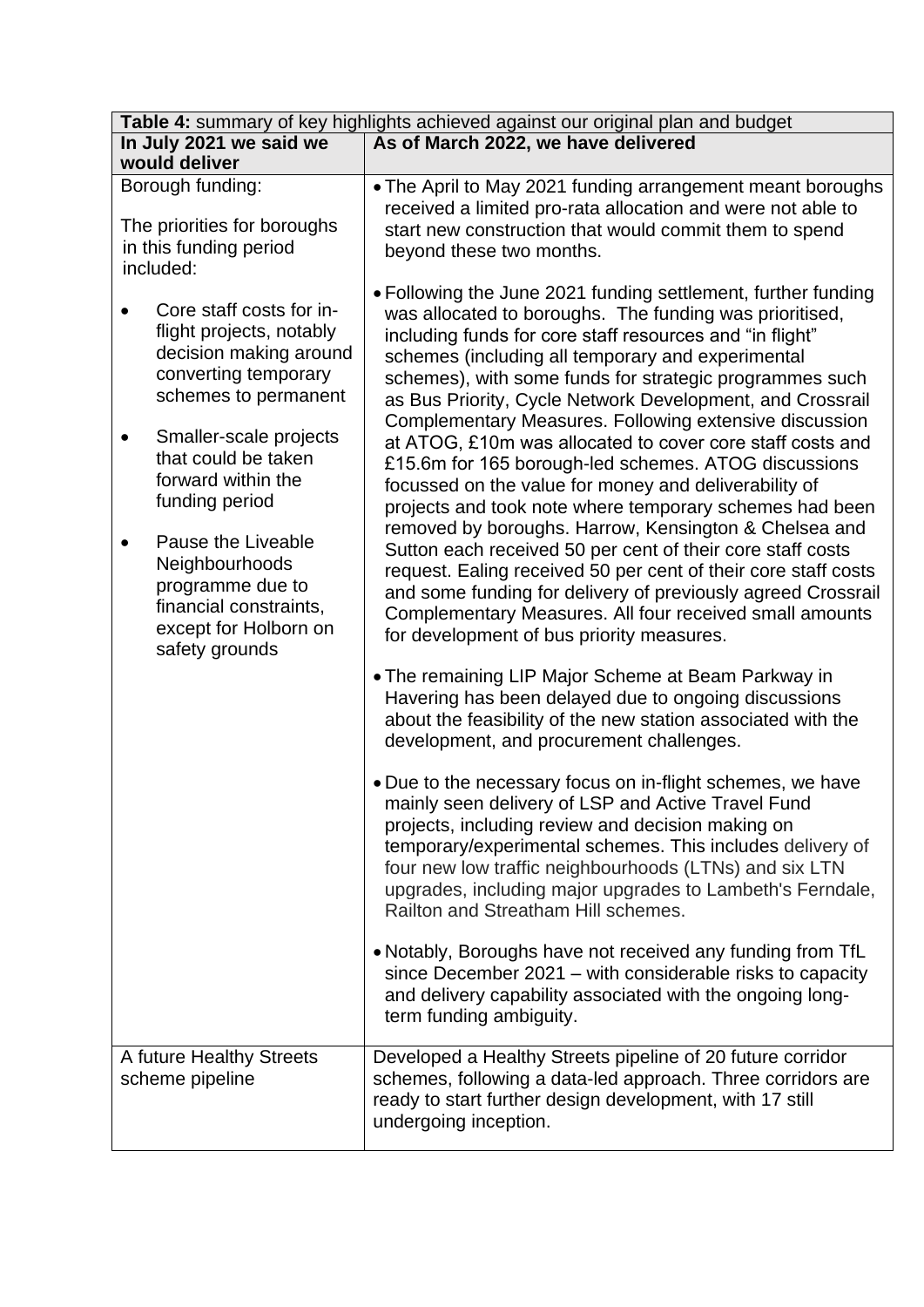| **Table 4:** summary of key highlights achieved against our original plan and budget | |
|---|---|
| **In July 2021 we said we would deliver** | **As of March 2022, we have delivered** |
| Borough funding:<br><br>The priorities for boroughs in this funding period included:<br><br>• Core staff costs for in-flight projects, notably decision making around converting temporary schemes to permanent<br><br>• Smaller-scale projects that could be taken forward within the funding period<br><br>• Pause the Liveable Neighbourhoods programme due to financial constraints, except for Holborn on safety grounds | • The April to May 2021 funding arrangement meant boroughs received a limited pro-rata allocation and were not able to start new construction that would commit them to spend beyond these two months.<br><br>• Following the June 2021 funding settlement, further funding was allocated to boroughs. The funding was prioritised, including funds for core staff resources and "in flight" schemes (including all temporary and experimental schemes), with some funds for strategic programmes such as Bus Priority, Cycle Network Development, and Crossrail Complementary Measures. Following extensive discussion at ATOG, £10m was allocated to cover core staff costs and £15.6m for 165 borough-led schemes. ATOG discussions focussed on the value for money and deliverability of projects and took note where temporary schemes had been removed by boroughs. Harrow, Kensington & Chelsea and Sutton each received 50 per cent of their core staff costs request. Ealing received 50 per cent of their core staff costs and some funding for delivery of previously agreed Crossrail Complementary Measures. All four received small amounts for development of bus priority measures.<br><br>• The remaining LIP Major Scheme at Beam Parkway in Havering has been delayed due to ongoing discussions about the feasibility of the new station associated with the development, and procurement challenges.<br><br>• Due to the necessary focus on in-flight schemes, we have mainly seen delivery of LSP and Active Travel Fund projects, including review and decision making on temporary/experimental schemes. This includes delivery of four new low traffic neighbourhoods (LTNs) and six LTN upgrades, including major upgrades to Lambeth's Ferndale, Railton and Streatham Hill schemes.<br><br>• Notably, Boroughs have not received any funding from TfL since December 2021 – with considerable risks to capacity and delivery capability associated with the ongoing long-term funding ambiguity. |
| A future Healthy Streets scheme pipeline | Developed a Healthy Streets pipeline of 20 future corridor schemes, following a data-led approach. Three corridors are ready to start further design development, with 17 still undergoing inception. |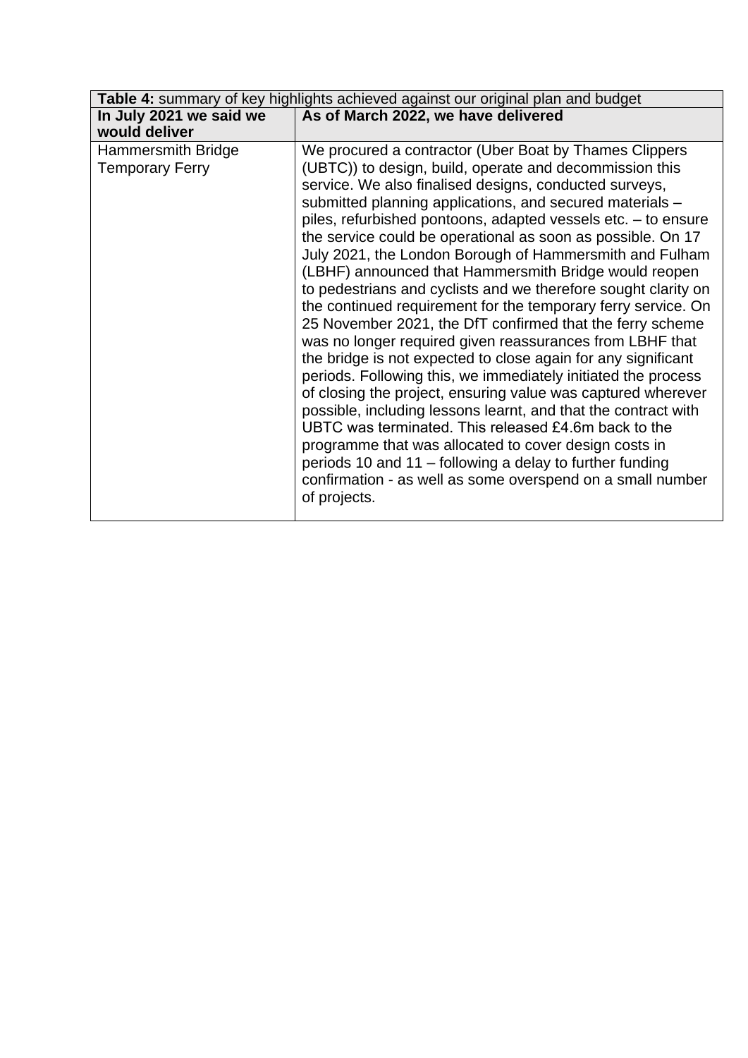**Table 4:** summary of key highlights achieved against our original plan and budget

| In July 2021 we said we would deliver | As of March 2022, we have delivered |
| --- | --- |
| Hammersmith Bridge Temporary Ferry | We procured a contractor (Uber Boat by Thames Clippers (UBTC)) to design, build, operate and decommission this service. We also finalised designs, conducted surveys, submitted planning applications, and secured materials – piles, refurbished pontoons, adapted vessels etc. – to ensure the service could be operational as soon as possible. On 17 July 2021, the London Borough of Hammersmith and Fulham (LBHF) announced that Hammersmith Bridge would reopen to pedestrians and cyclists and we therefore sought clarity on the continued requirement for the temporary ferry service. On 25 November 2021, the DfT confirmed that the ferry scheme was no longer required given reassurances from LBHF that the bridge is not expected to close again for any significant periods. Following this, we immediately initiated the process of closing the project, ensuring value was captured wherever possible, including lessons learnt, and that the contract with UBTC was terminated. This released £4.6m back to the programme that was allocated to cover design costs in periods 10 and 11 – following a delay to further funding confirmation - as well as some overspend on a small number of projects. |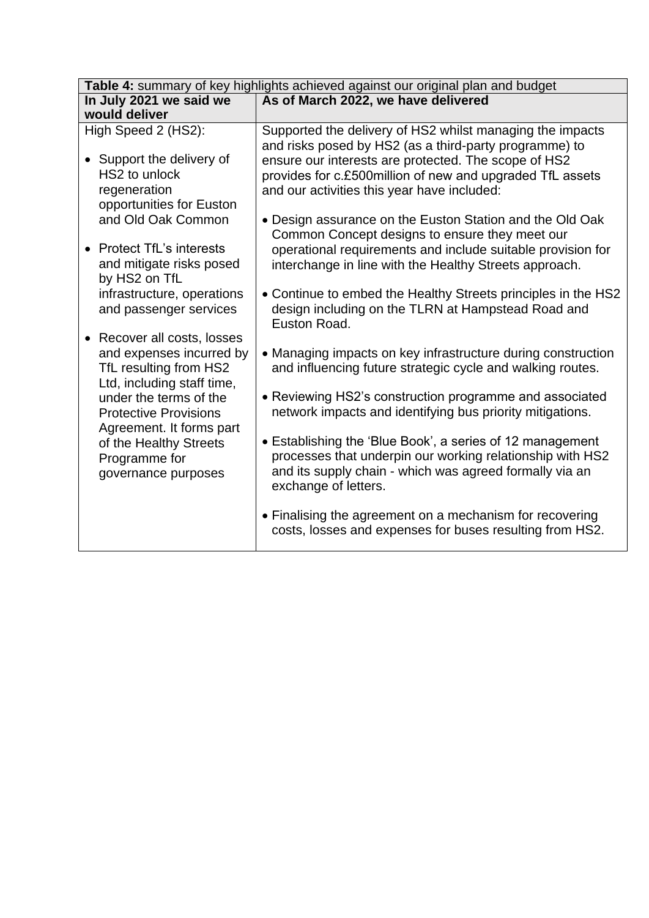| **Table 4:** summary of key highlights achieved against our original plan and budget | |
|---|---|
| **In July 2021 we said we would deliver** | **As of March 2022, we have delivered** |
| High Speed 2 (HS2):<br><br>• Support the delivery of HS2 to unlock regeneration opportunities for Euston and Old Oak Common<br><br>• Protect TfL's interests and mitigate risks posed by HS2 on TfL infrastructure, operations and passenger services<br><br>• Recover all costs, losses and expenses incurred by TfL resulting from HS2 Ltd, including staff time, under the terms of the Protective Provisions Agreement. It forms part of the Healthy Streets Programme for governance purposes | Supported the delivery of HS2 whilst managing the impacts and risks posed by HS2 (as a third-party programme) to ensure our interests are protected. The scope of HS2 provides for c.£500million of new and upgraded TfL assets and our activities this year have included:<br><br>• Design assurance on the Euston Station and the Old Oak Common Concept designs to ensure they meet our operational requirements and include suitable provision for interchange in line with the Healthy Streets approach.<br><br>• Continue to embed the Healthy Streets principles in the HS2 design including on the TLRN at Hampstead Road and Euston Road.<br><br>• Managing impacts on key infrastructure during construction and influencing future strategic cycle and walking routes.<br><br>• Reviewing HS2's construction programme and associated network impacts and identifying bus priority mitigations.<br><br>• Establishing the 'Blue Book', a series of 12 management processes that underpin our working relationship with HS2 and its supply chain - which was agreed formally via an exchange of letters.<br><br>• Finalising the agreement on a mechanism for recovering costs, losses and expenses for buses resulting from HS2. |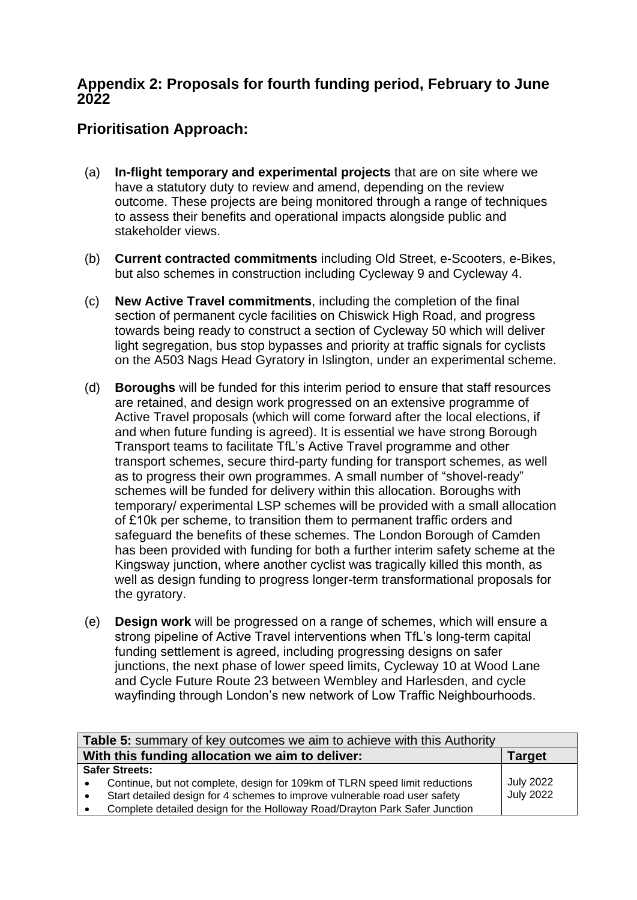## Appendix 2: Proposals for fourth funding period, February to June 2022

## Prioritisation Approach:

(a) **In-flight temporary and experimental projects** that are on site where we have a statutory duty to review and amend, depending on the review outcome. These projects are being monitored through a range of techniques to assess their benefits and operational impacts alongside public and stakeholder views.

(b) **Current contracted commitments** including Old Street, e-Scooters, e-Bikes, but also schemes in construction including Cycleway 9 and Cycleway 4.

(c) **New Active Travel commitments**, including the completion of the final section of permanent cycle facilities on Chiswick High Road, and progress towards being ready to construct a section of Cycleway 50 which will deliver light segregation, bus stop bypasses and priority at traffic signals for cyclists on the A503 Nags Head Gyratory in Islington, under an experimental scheme.

(d) **Boroughs** will be funded for this interim period to ensure that staff resources are retained, and design work progressed on an extensive programme of Active Travel proposals (which will come forward after the local elections, if and when future funding is agreed). It is essential we have strong Borough Transport teams to facilitate TfL's Active Travel programme and other transport schemes, secure third-party funding for transport schemes, as well as to progress their own programmes. A small number of "shovel-ready" schemes will be funded for delivery within this allocation. Boroughs with temporary/ experimental LSP schemes will be provided with a small allocation of £10k per scheme, to transition them to permanent traffic orders and safeguard the benefits of these schemes. The London Borough of Camden has been provided with funding for both a further interim safety scheme at the Kingsway junction, where another cyclist was tragically killed this month, as well as design funding to progress longer-term transformational proposals for the gyratory.

(e) **Design work** will be progressed on a range of schemes, which will ensure a strong pipeline of Active Travel interventions when TfL's long-term capital funding settlement is agreed, including progressing designs on safer junctions, the next phase of lower speed limits, Cycleway 10 at Wood Lane and Cycle Future Route 23 between Wembley and Harlesden, and cycle wayfinding through London's new network of Low Traffic Neighbourhoods.

| **Table 5:** summary of key outcomes we aim to achieve with this Authority | |
|---|---|
| **With this funding allocation we aim to deliver:** | **Target** |
| **Safer Streets:** | |
| • Continue, but not complete, design for 109km of TLRN speed limit reductions | July 2022 |
| • Start detailed design for 4 schemes to improve vulnerable road user safety | July 2022 |
| • Complete detailed design for the Holloway Road/Drayton Park Safer Junction | |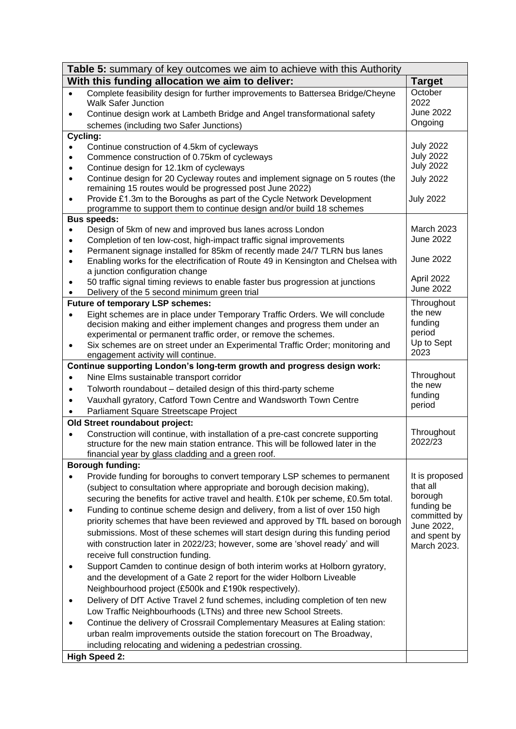| **Table 5:** summary of key outcomes we aim to achieve with this Authority | |
|---|---|
| **With this funding allocation we aim to deliver:** | **Target** |
| • Complete feasibility design for further improvements to Battersea Bridge/Cheyne Walk Safer Junction<br>• Continue design work at Lambeth Bridge and Angel transformational safety schemes (including two Safer Junctions) | October 2022<br>June 2022<br>Ongoing |
| **Cycling:**<br>• Continue construction of 4.5km of cycleways<br>• Commence construction of 0.75km of cycleways<br>• Continue design for 12.1km of cycleways<br>• Continue design for 20 Cycleway routes and implement signage on 5 routes (the remaining 15 routes would be progressed post June 2022)<br>• Provide £1.3m to the Boroughs as part of the Cycle Network Development programme to support them to continue design and/or build 18 schemes | <br>July 2022<br>July 2022<br>July 2022<br>July 2022<br><br>July 2022 |
| **Bus speeds:**<br>• Design of 5km of new and improved bus lanes across London<br>• Completion of ten low-cost, high-impact traffic signal improvements<br>• Permanent signage installed for 85km of recently made 24/7 TLRN bus lanes<br>• Enabling works for the electrification of Route 49 in Kensington and Chelsea with a junction configuration change<br>• 50 traffic signal timing reviews to enable faster bus progression at junctions<br>• Delivery of the 5 second minimum green trial | <br>March 2023<br>June 2022<br><br>June 2022<br><br>April 2022<br>June 2022 |
| **Future of temporary LSP schemes:**<br>• Eight schemes are in place under Temporary Traffic Orders. We will conclude decision making and either implement changes and progress them under an experimental or permanent traffic order, or remove the schemes.<br>• Six schemes are on street under an Experimental Traffic Order; monitoring and engagement activity will continue. | Throughout the new funding period<br>Up to Sept 2023 |
| **Continue supporting London's long-term growth and progress design work:**<br>• Nine Elms sustainable transport corridor<br>• Tolworth roundabout – detailed design of this third-party scheme<br>• Vauxhall gyratory, Catford Town Centre and Wandsworth Town Centre<br>• Parliament Square Streetscape Project | Throughout the new funding period |
| **Old Street roundabout project:**<br>• Construction will continue, with installation of a pre-cast concrete supporting structure for the new main station entrance. This will be followed later in the financial year by glass cladding and a green roof. | Throughout 2022/23 |
| **Borough funding:**<br>• Provide funding for boroughs to convert temporary LSP schemes to permanent (subject to consultation where appropriate and borough decision making), securing the benefits for active travel and health. £10k per scheme, £0.5m total.<br>• Funding to continue scheme design and delivery, from a list of over 150 high priority schemes that have been reviewed and approved by TfL based on borough submissions. Most of these schemes will start design during this funding period with construction later in 2022/23; however, some are 'shovel ready' and will receive full construction funding.<br>• Support Camden to continue design of both interim works at Holborn gyratory, and the development of a Gate 2 report for the wider Holborn Liveable Neighbourhood project (£500k and £190k respectively).<br>• Delivery of DfT Active Travel 2 fund schemes, including completion of ten new Low Traffic Neighbourhoods (LTNs) and three new School Streets.<br>• Continue the delivery of Crossrail Complementary Measures at Ealing station: urban realm improvements outside the station forecourt on The Broadway, including relocating and widening a pedestrian crossing. | It is proposed that all borough funding be committed by June 2022, and spent by March 2023. |
| **High Speed 2:** | |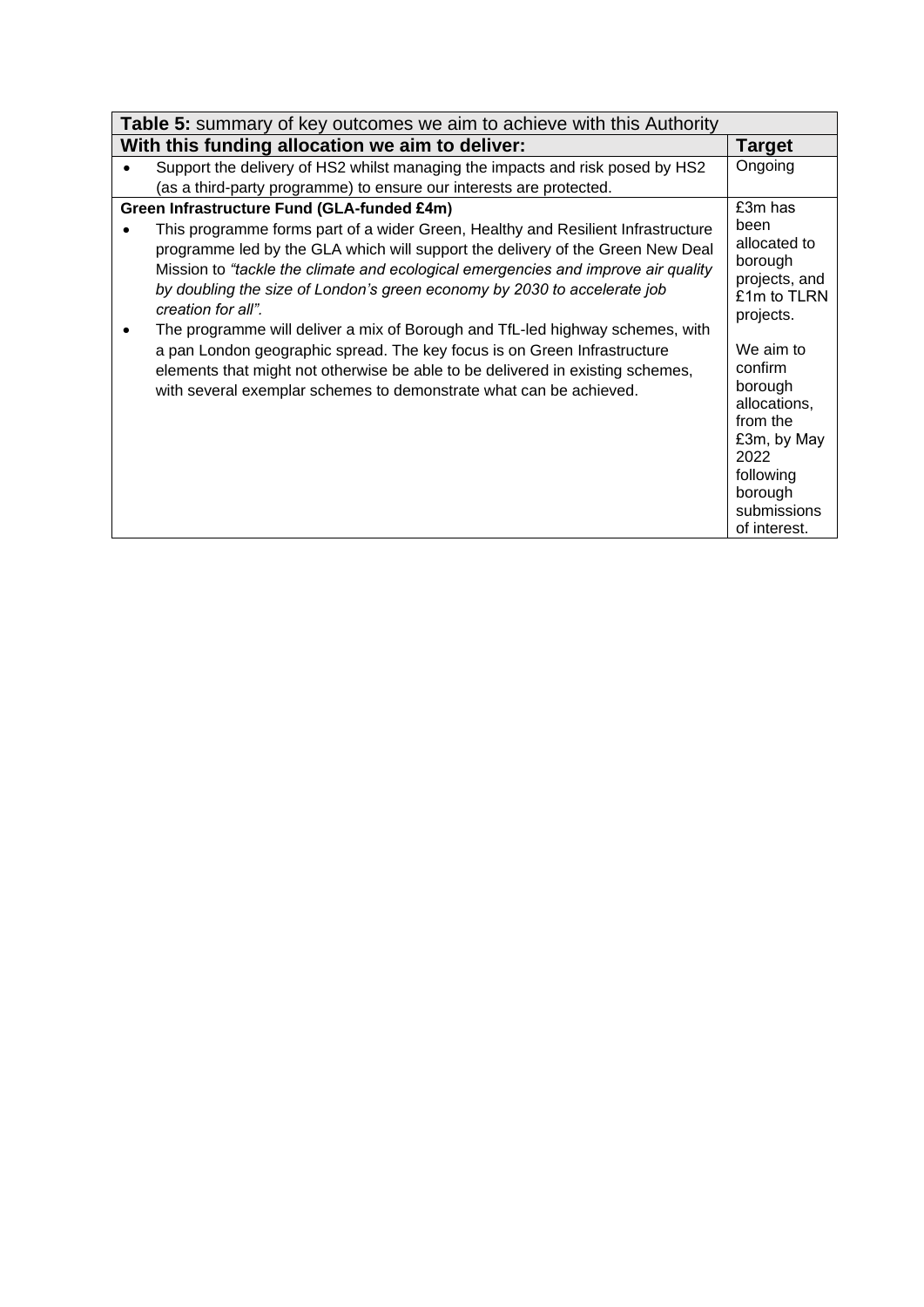| **Table 5:** summary of key outcomes we aim to achieve with this Authority | |
|---|---|
| **With this funding allocation we aim to deliver:** | **Target** |
| • Support the delivery of HS2 whilst managing the impacts and risk posed by HS2 (as a third-party programme) to ensure our interests are protected. | Ongoing |
| **Green Infrastructure Fund (GLA-funded £4m)**<br>• This programme forms part of a wider Green, Healthy and Resilient Infrastructure programme led by the GLA which will support the delivery of the Green New Deal Mission to *"tackle the climate and ecological emergencies and improve air quality by doubling the size of London's green economy by 2030 to accelerate job creation for all".*<br>• The programme will deliver a mix of Borough and TfL-led highway schemes, with a pan London geographic spread. The key focus is on Green Infrastructure elements that might not otherwise be able to be delivered in existing schemes, with several exemplar schemes to demonstrate what can be achieved. | £3m has been allocated to borough projects, and £1m to TLRN projects.<br><br>We aim to confirm borough allocations, from the £3m, by May 2022 following borough submissions of interest. |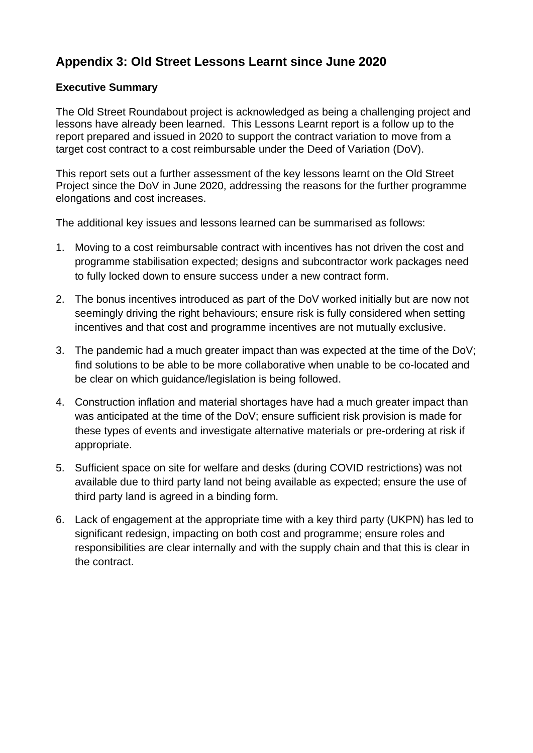## Appendix 3: Old Street Lessons Learnt since June 2020

### Executive Summary

The Old Street Roundabout project is acknowledged as being a challenging project and lessons have already been learned. This Lessons Learnt report is a follow up to the report prepared and issued in 2020 to support the contract variation to move from a target cost contract to a cost reimbursable under the Deed of Variation (DoV).

This report sets out a further assessment of the key lessons learnt on the Old Street Project since the DoV in June 2020, addressing the reasons for the further programme elongations and cost increases.

The additional key issues and lessons learned can be summarised as follows:

1. Moving to a cost reimbursable contract with incentives has not driven the cost and programme stabilisation expected; designs and subcontractor work packages need to fully locked down to ensure success under a new contract form.
2. The bonus incentives introduced as part of the DoV worked initially but are now not seemingly driving the right behaviours; ensure risk is fully considered when setting incentives and that cost and programme incentives are not mutually exclusive.
3. The pandemic had a much greater impact than was expected at the time of the DoV; find solutions to be able to be more collaborative when unable to be co-located and be clear on which guidance/legislation is being followed.
4. Construction inflation and material shortages have had a much greater impact than was anticipated at the time of the DoV; ensure sufficient risk provision is made for these types of events and investigate alternative materials or pre-ordering at risk if appropriate.
5. Sufficient space on site for welfare and desks (during COVID restrictions) was not available due to third party land not being available as expected; ensure the use of third party land is agreed in a binding form.
6. Lack of engagement at the appropriate time with a key third party (UKPN) has led to significant redesign, impacting on both cost and programme; ensure roles and responsibilities are clear internally and with the supply chain and that this is clear in the contract.